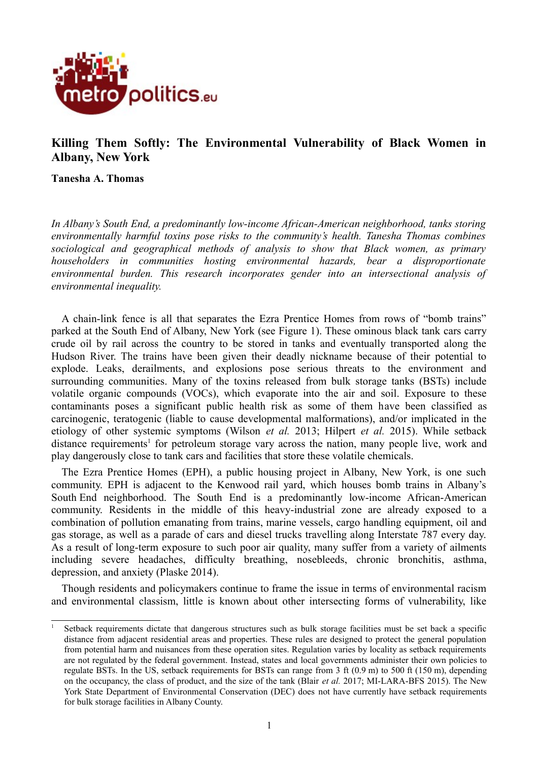# Killing Them Softly: The Environmental Vulnerability of Black Women in Albany, New York

**Tanesha A. Thomas**

*In Albany's South End, a predominantly low-income African-American neighborhood, tanks storing environmentally harmful toxins pose risks to the community's health. Tanesha Thomas combines sociological and geographical methods of analysis to show that Black women, as primary householders in communities hosting environmental hazards, bear a disproportionate environmental burden. This research incorporates gender into an intersectional analysis of environmental inequality.*

A chain-link fence is all that separates the Ezra Prentice Homes from rows of "bomb trains" parked at the South End of Albany, New York (see Figure 1). These ominous black tank cars carry crude oil by rail across the country to be stored in tanks and eventually transported along the Hudson River. The trains have been given their deadly nickname because of their potential to explode. Leaks, derailments, and explosions pose serious threats to the environment and surrounding communities. Many of the toxins released from bulk storage tanks (BSTs) include volatile organic compounds (VOCs), which evaporate into the air and soil. Exposure to these contaminants poses a significant public health risk as some of them have been classified as carcinogenic, teratogenic (liable to cause developmental malformations), and/or implicated in the etiology of other systemic symptoms (Wilson *et al.* 2013; Hilpert *et al.* 2015). While setback distance requirements[1] for petroleum storage vary across the nation, many people live, work and play dangerously close to tank cars and facilities that store these volatile chemicals.

The Ezra Prentice Homes (EPH), a public housing project in Albany, New York, is one such community. EPH is adjacent to the Kenwood rail yard, which houses bomb trains in Albany's South End neighborhood. The South End is a predominantly low-income African-American community. Residents in the middle of this heavy-industrial zone are already exposed to a combination of pollution emanating from trains, marine vessels, cargo handling equipment, oil and gas storage, as well as a parade of cars and diesel trucks travelling along Interstate 787 every day. As a result of long-term exposure to such poor air quality, many suffer from a variety of ailments including severe headaches, difficulty breathing, nosebleeds, chronic bronchitis, asthma, depression, and anxiety (Plaske 2014).

Though residents and policymakers continue to frame the issue in terms of environmental racism and environmental classism, little is known about other intersecting forms of vulnerability, like

---

[1] Setback requirements dictate that dangerous structures such as bulk storage facilities must be set back a specific distance from adjacent residential areas and properties. These rules are designed to protect the general population from potential harm and nuisances from these operation sites. Regulation varies by locality as setback requirements are not regulated by the federal government. Instead, states and local governments administer their own policies to regulate BSTs. In the US, setback requirements for BSTs can range from 3 ft (0.9 m) to 500 ft (150 m), depending on the occupancy, the class of product, and the size of the tank (Blair *et al.* 2017; MI-LARA-BFS 2015). The New York State Department of Environmental Conservation (DEC) does not have currently have setback requirements for bulk storage facilities in Albany County.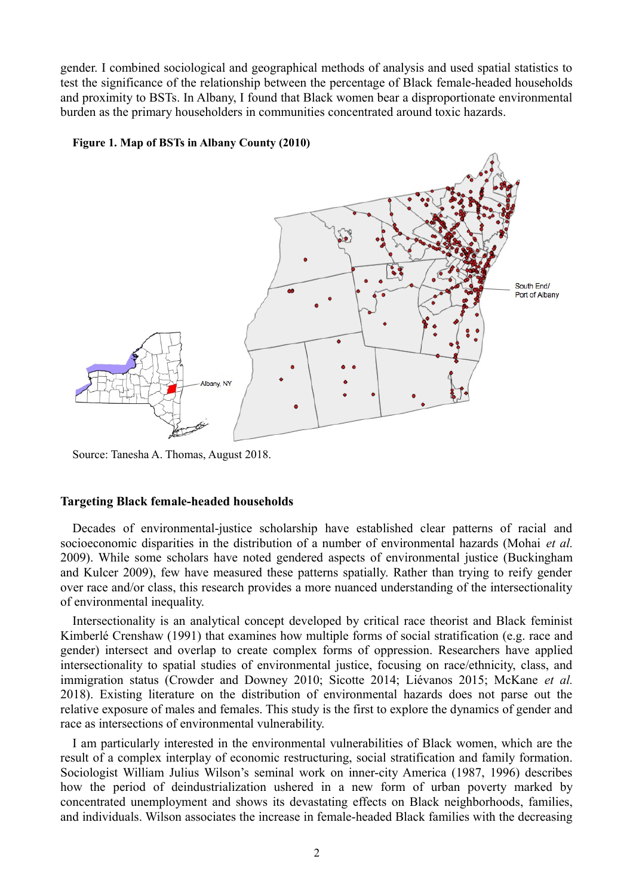gender. I combined sociological and geographical methods of analysis and used spatial statistics to test the significance of the relationship between the percentage of Black female-headed households and proximity to BSTs. In Albany, I found that Black women bear a disproportionate environmental burden as the primary householders in communities concentrated around toxic hazards.

**Figure 1. Map of BSTs in Albany County (2010)**

Source: Tanesha A. Thomas, August 2018.

### Targeting Black female-headed households

Decades of environmental-justice scholarship have established clear patterns of racial and socioeconomic disparities in the distribution of a number of environmental hazards (Mohai *et al.* 2009). While some scholars have noted gendered aspects of environmental justice (Buckingham and Kulcer 2009), few have measured these patterns spatially. Rather than trying to reify gender over race and/or class, this research provides a more nuanced understanding of the intersectionality of environmental inequality.

Intersectionality is an analytical concept developed by critical race theorist and Black feminist Kimberlé Crenshaw (1991) that examines how multiple forms of social stratification (e.g. race and gender) intersect and overlap to create complex forms of oppression. Researchers have applied intersectionality to spatial studies of environmental justice, focusing on race/ethnicity, class, and immigration status (Crowder and Downey 2010; Sicotte 2014; Liévanos 2015; McKane *et al.* 2018). Existing literature on the distribution of environmental hazards does not parse out the relative exposure of males and females. This study is the first to explore the dynamics of gender and race as intersections of environmental vulnerability.

I am particularly interested in the environmental vulnerabilities of Black women, which are the result of a complex interplay of economic restructuring, social stratification and family formation. Sociologist William Julius Wilson's seminal work on inner-city America (1987, 1996) describes how the period of deindustrialization ushered in a new form of urban poverty marked by concentrated unemployment and shows its devastating effects on Black neighborhoods, families, and individuals. Wilson associates the increase in female-headed Black families with the decreasing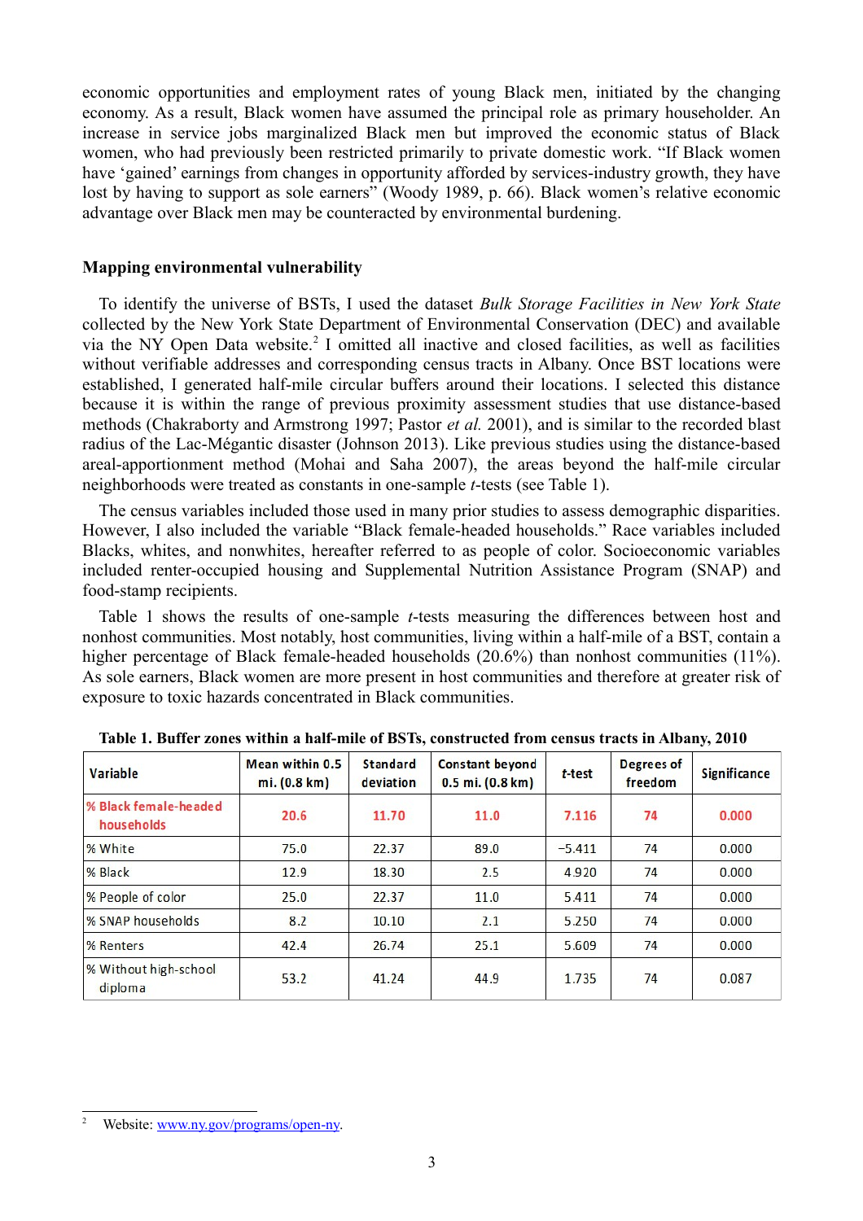economic opportunities and employment rates of young Black men, initiated by the changing economy. As a result, Black women have assumed the principal role as primary householder. An increase in service jobs marginalized Black men but improved the economic status of Black women, who had previously been restricted primarily to private domestic work. "If Black women have 'gained' earnings from changes in opportunity afforded by services-industry growth, they have lost by having to support as sole earners" (Woody 1989, p. 66). Black women's relative economic advantage over Black men may be counteracted by environmental burdening.

## Mapping environmental vulnerability

To identify the universe of BSTs, I used the dataset *Bulk Storage Facilities in New York State* collected by the New York State Department of Environmental Conservation (DEC) and available via the NY Open Data website.[2] I omitted all inactive and closed facilities, as well as facilities without verifiable addresses and corresponding census tracts in Albany. Once BST locations were established, I generated half-mile circular buffers around their locations. I selected this distance because it is within the range of previous proximity assessment studies that use distance-based methods (Chakraborty and Armstrong 1997; Pastor *et al.* 2001), and is similar to the recorded blast radius of the Lac-Mégantic disaster (Johnson 2013). Like previous studies using the distance-based areal-apportionment method (Mohai and Saha 2007), the areas beyond the half-mile circular neighborhoods were treated as constants in one-sample *t*-tests (see Table 1).

The census variables included those used in many prior studies to assess demographic disparities. However, I also included the variable "Black female-headed households." Race variables included Blacks, whites, and nonwhites, hereafter referred to as people of color. Socioeconomic variables included renter-occupied housing and Supplemental Nutrition Assistance Program (SNAP) and food-stamp recipients.

Table 1 shows the results of one-sample *t*-tests measuring the differences between host and nonhost communities. Most notably, host communities, living within a half-mile of a BST, contain a higher percentage of Black female-headed households (20.6%) than nonhost communities (11%). As sole earners, Black women are more present in host communities and therefore at greater risk of exposure to toxic hazards concentrated in Black communities.

**Table 1. Buffer zones within a half-mile of BSTs, constructed from census tracts in Albany, 2010**

| Variable | Mean within 0.5 mi. (0.8 km) | Standard deviation | Constant beyond 0.5 mi. (0.8 km) | *t*-test | Degrees of freedom | Significance |
|---|---|---|---|---|---|---|
| % Black female-headed households | 20.6 | 11.70 | 11.0 | 7.116 | 74 | 0.000 |
| % White | 75.0 | 22.37 | 89.0 | −5.411 | 74 | 0.000 |
| % Black | 12.9 | 18.30 | 2.5 | 4.920 | 74 | 0.000 |
| % People of color | 25.0 | 22.37 | 11.0 | 5.411 | 74 | 0.000 |
| % SNAP households | 8.2 | 10.10 | 2.1 | 5.250 | 74 | 0.000 |
| % Renters | 42.4 | 26.74 | 25.1 | 5.609 | 74 | 0.000 |
| % Without high-school diploma | 53.2 | 41.24 | 44.9 | 1.735 | 74 | 0.087 |

[2] Website: www.ny.gov/programs/open-ny.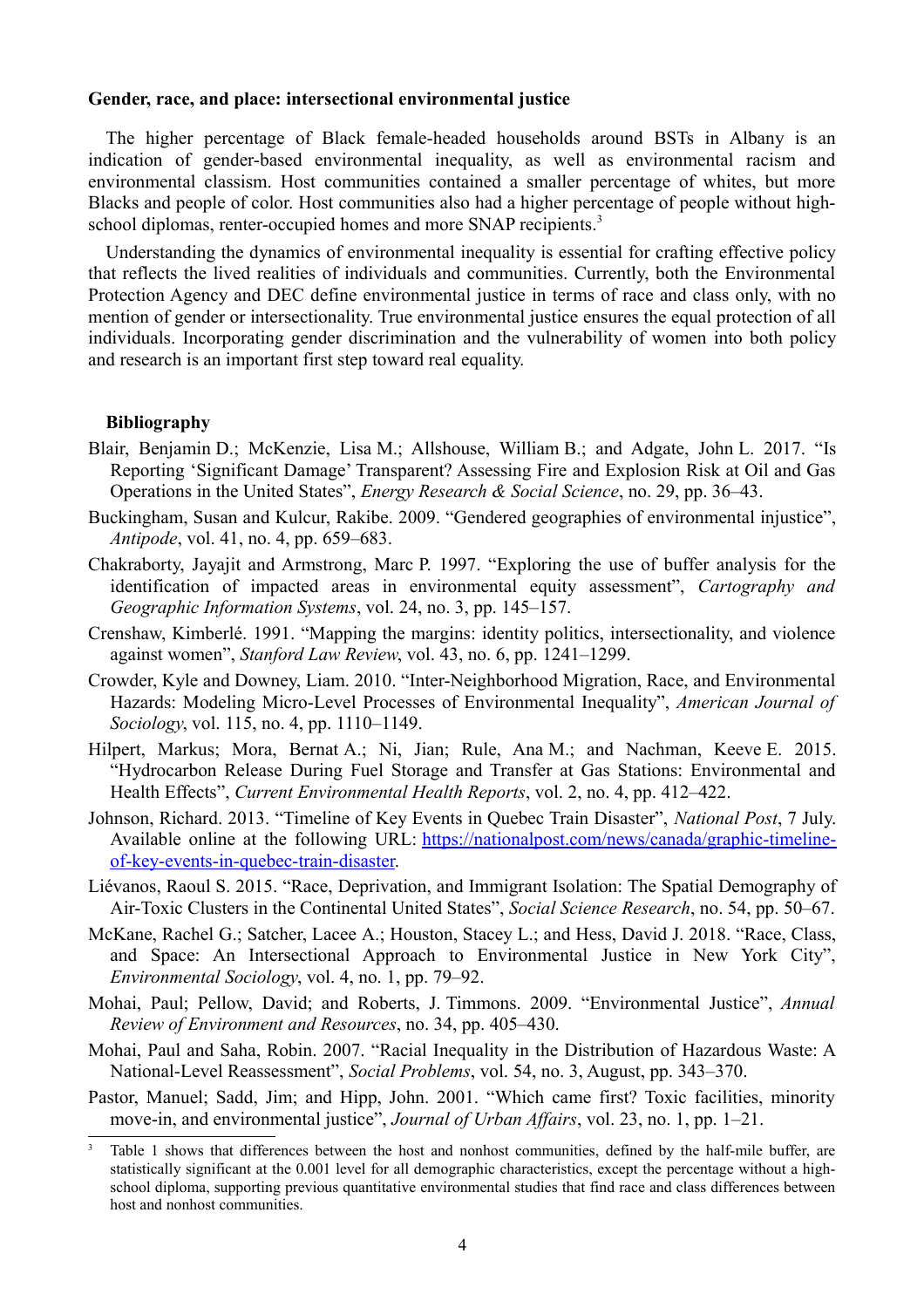**Gender, race, and place: intersectional environmental justice**

The higher percentage of Black female-headed households around BSTs in Albany is an indication of gender-based environmental inequality, as well as environmental racism and environmental classism. Host communities contained a smaller percentage of whites, but more Blacks and people of color. Host communities also had a higher percentage of people without high-school diplomas, renter-occupied homes and more SNAP recipients.[3]

Understanding the dynamics of environmental inequality is essential for crafting effective policy that reflects the lived realities of individuals and communities. Currently, both the Environmental Protection Agency and DEC define environmental justice in terms of race and class only, with no mention of gender or intersectionality. True environmental justice ensures the equal protection of all individuals. Incorporating gender discrimination and the vulnerability of women into both policy and research is an important first step toward real equality.

**Bibliography**

Blair, Benjamin D.; McKenzie, Lisa M.; Allshouse, William B.; and Adgate, John L. 2017. "Is Reporting 'Significant Damage' Transparent? Assessing Fire and Explosion Risk at Oil and Gas Operations in the United States", *Energy Research & Social Science*, no. 29, pp. 36–43.

Buckingham, Susan and Kulcur, Rakibe. 2009. "Gendered geographies of environmental injustice", *Antipode*, vol. 41, no. 4, pp. 659–683.

Chakraborty, Jayajit and Armstrong, Marc P. 1997. "Exploring the use of buffer analysis for the identification of impacted areas in environmental equity assessment", *Cartography and Geographic Information Systems*, vol. 24, no. 3, pp. 145–157.

Crenshaw, Kimberlé. 1991. "Mapping the margins: identity politics, intersectionality, and violence against women", *Stanford Law Review*, vol. 43, no. 6, pp. 1241–1299.

Crowder, Kyle and Downey, Liam. 2010. "Inter-Neighborhood Migration, Race, and Environmental Hazards: Modeling Micro-Level Processes of Environmental Inequality", *American Journal of Sociology*, vol. 115, no. 4, pp. 1110–1149.

Hilpert, Markus; Mora, Bernat A.; Ni, Jian; Rule, Ana M.; and Nachman, Keeve E. 2015. "Hydrocarbon Release During Fuel Storage and Transfer at Gas Stations: Environmental and Health Effects", *Current Environmental Health Reports*, vol. 2, no. 4, pp. 412–422.

Johnson, Richard. 2013. "Timeline of Key Events in Quebec Train Disaster", *National Post*, 7 July. Available online at the following URL: https://nationalpost.com/news/canada/graphic-timeline-of-key-events-in-quebec-train-disaster.

Liévanos, Raoul S. 2015. "Race, Deprivation, and Immigrant Isolation: The Spatial Demography of Air-Toxic Clusters in the Continental United States", *Social Science Research*, no. 54, pp. 50–67.

McKane, Rachel G.; Satcher, Lacee A.; Houston, Stacey L.; and Hess, David J. 2018. "Race, Class, and Space: An Intersectional Approach to Environmental Justice in New York City", *Environmental Sociology*, vol. 4, no. 1, pp. 79–92.

Mohai, Paul; Pellow, David; and Roberts, J. Timmons. 2009. "Environmental Justice", *Annual Review of Environment and Resources*, no. 34, pp. 405–430.

Mohai, Paul and Saha, Robin. 2007. "Racial Inequality in the Distribution of Hazardous Waste: A National-Level Reassessment", *Social Problems*, vol. 54, no. 3, August, pp. 343–370.

Pastor, Manuel; Sadd, Jim; and Hipp, John. 2001. "Which came first? Toxic facilities, minority move-in, and environmental justice", *Journal of Urban Affairs*, vol. 23, no. 1, pp. 1–21.

---

[3] Table 1 shows that differences between the host and nonhost communities, defined by the half-mile buffer, are statistically significant at the 0.001 level for all demographic characteristics, except the percentage without a high-school diploma, supporting previous quantitative environmental studies that find race and class differences between host and nonhost communities.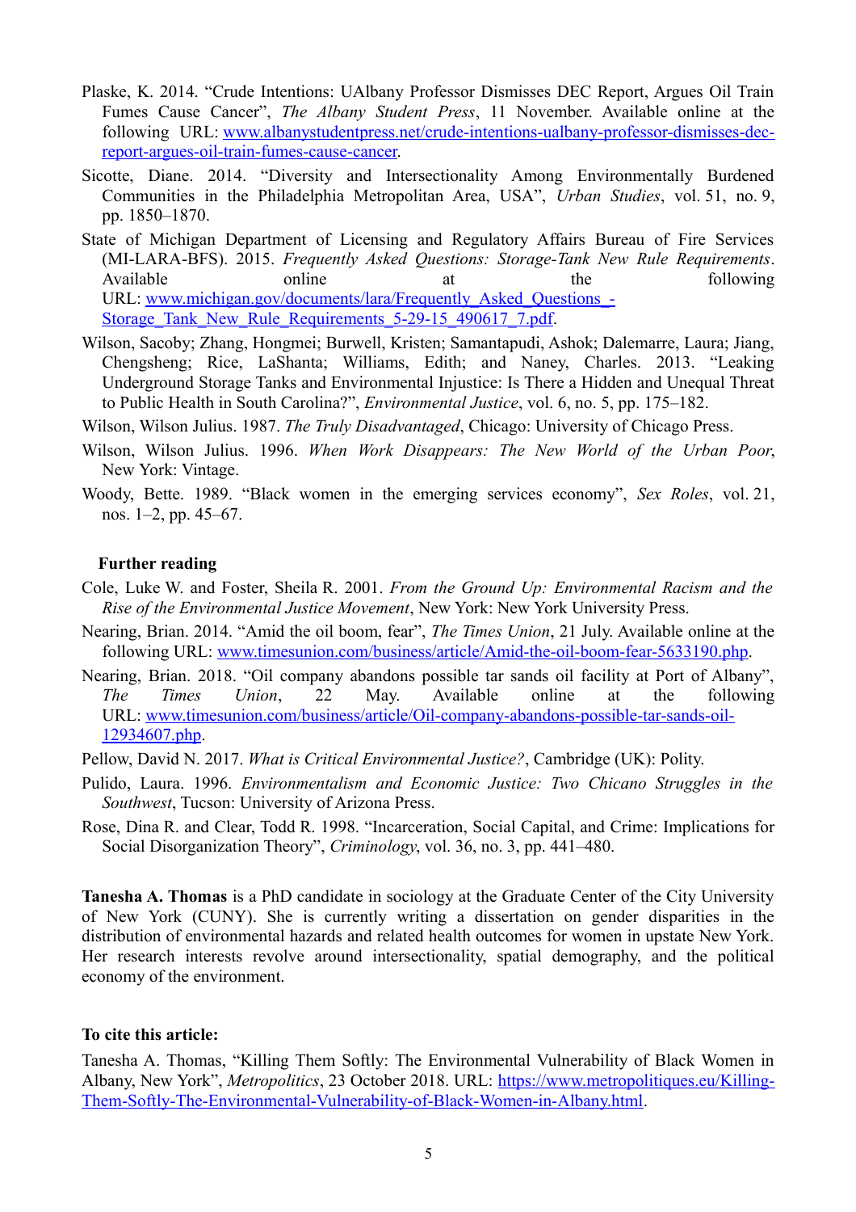Plaske, K. 2014. "Crude Intentions: UAlbany Professor Dismisses DEC Report, Argues Oil Train Fumes Cause Cancer", *The Albany Student Press*, 11 November. Available online at the following URL: [www.albanystudentpress.net/crude-intentions-ualbany-professor-dismisses-dec-report-argues-oil-train-fumes-cause-cancer](www.albanystudentpress.net/crude-intentions-ualbany-professor-dismisses-dec-report-argues-oil-train-fumes-cause-cancer).

Sicotte, Diane. 2014. "Diversity and Intersectionality Among Environmentally Burdened Communities in the Philadelphia Metropolitan Area, USA", *Urban Studies*, vol. 51, no. 9, pp. 1850–1870.

State of Michigan Department of Licensing and Regulatory Affairs Bureau of Fire Services (MI-LARA-BFS). 2015. *Frequently Asked Questions: Storage-Tank New Rule Requirements*. Available online at the following URL: [www.michigan.gov/documents/lara/Frequently_Asked_Questions_-Storage_Tank_New_Rule_Requirements_5-29-15_490617_7.pdf](www.michigan.gov/documents/lara/Frequently_Asked_Questions_-Storage_Tank_New_Rule_Requirements_5-29-15_490617_7.pdf).

Wilson, Sacoby; Zhang, Hongmei; Burwell, Kristen; Samantapudi, Ashok; Dalemarre, Laura; Jiang, Chengsheng; Rice, LaShanta; Williams, Edith; and Naney, Charles. 2013. "Leaking Underground Storage Tanks and Environmental Injustice: Is There a Hidden and Unequal Threat to Public Health in South Carolina?", *Environmental Justice*, vol. 6, no. 5, pp. 175–182.

Wilson, Wilson Julius. 1987. *The Truly Disadvantaged*, Chicago: University of Chicago Press.

Wilson, Wilson Julius. 1996. *When Work Disappears: The New World of the Urban Poor*, New York: Vintage.

Woody, Bette. 1989. "Black women in the emerging services economy", *Sex Roles*, vol. 21, nos. 1–2, pp. 45–67.

## Further reading

Cole, Luke W. and Foster, Sheila R. 2001. *From the Ground Up: Environmental Racism and the Rise of the Environmental Justice Movement*, New York: New York University Press.

Nearing, Brian. 2014. "Amid the oil boom, fear", *The Times Union*, 21 July. Available online at the following URL: [www.timesunion.com/business/article/Amid-the-oil-boom-fear-5633190.php](www.timesunion.com/business/article/Amid-the-oil-boom-fear-5633190.php).

Nearing, Brian. 2018. "Oil company abandons possible tar sands oil facility at Port of Albany", *The Times Union*, 22 May. Available online at the following URL: [www.timesunion.com/business/article/Oil-company-abandons-possible-tar-sands-oil-12934607.php](www.timesunion.com/business/article/Oil-company-abandons-possible-tar-sands-oil-12934607.php).

Pellow, David N. 2017. *What is Critical Environmental Justice?*, Cambridge (UK): Polity.

Pulido, Laura. 1996. *Environmentalism and Economic Justice: Two Chicano Struggles in the Southwest*, Tucson: University of Arizona Press.

Rose, Dina R. and Clear, Todd R. 1998. "Incarceration, Social Capital, and Crime: Implications for Social Disorganization Theory", *Criminology*, vol. 36, no. 3, pp. 441–480.

**Tanesha A. Thomas** is a PhD candidate in sociology at the Graduate Center of the City University of New York (CUNY). She is currently writing a dissertation on gender disparities in the distribution of environmental hazards and related health outcomes for women in upstate New York. Her research interests revolve around intersectionality, spatial demography, and the political economy of the environment.

**To cite this article:**

Tanesha A. Thomas, "Killing Them Softly: The Environmental Vulnerability of Black Women in Albany, New York", *Metropolitics*, 23 October 2018. URL: [https://www.metropolitiques.eu/Killing-Them-Softly-The-Environmental-Vulnerability-of-Black-Women-in-Albany.html](https://www.metropolitiques.eu/Killing-Them-Softly-The-Environmental-Vulnerability-of-Black-Women-in-Albany.html).